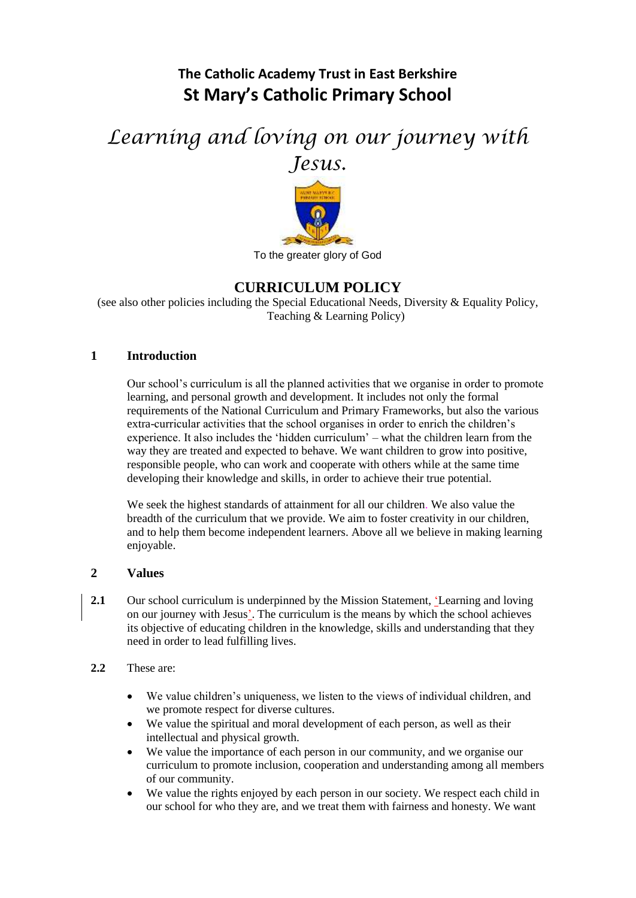**The Catholic Academy Trust in East Berkshire**

# St Mary's Catholic Primary School

*Learning and loving on our journey with Jesus.*

To the greater glory of God

## CURRICULUM POLICY

(see also other policies including the Special Educational Needs, Diversity & Equality Policy, Teaching & Learning Policy)

### 1 Introduction

Our school's curriculum is all the planned activities that we organise in order to promote learning, and personal growth and development. It includes not only the formal requirements of the National Curriculum and Primary Frameworks, but also the various extra-curricular activities that the school organises in order to enrich the children's experience. It also includes the 'hidden curriculum' – what the children learn from the way they are treated and expected to behave. We want children to grow into positive, responsible people, who can work and cooperate with others while at the same time developing their knowledge and skills, in order to achieve their true potential.

We seek the highest standards of attainment for all our children. We also value the breadth of the curriculum that we provide. We aim to foster creativity in our children, and to help them become independent learners. Above all we believe in making learning enjoyable.

### 2 Values

**2.1** Our school curriculum is underpinned by the Mission Statement, 'Learning and loving on our journey with Jesus'. The curriculum is the means by which the school achieves its objective of educating children in the knowledge, skills and understanding that they need in order to lead fulfilling lives.

**2.2** These are:

- We value children's uniqueness, we listen to the views of individual children, and we promote respect for diverse cultures.
- We value the spiritual and moral development of each person, as well as their intellectual and physical growth.
- We value the importance of each person in our community, and we organise our curriculum to promote inclusion, cooperation and understanding among all members of our community.
- We value the rights enjoyed by each person in our society. We respect each child in our school for who they are, and we treat them with fairness and honesty. We want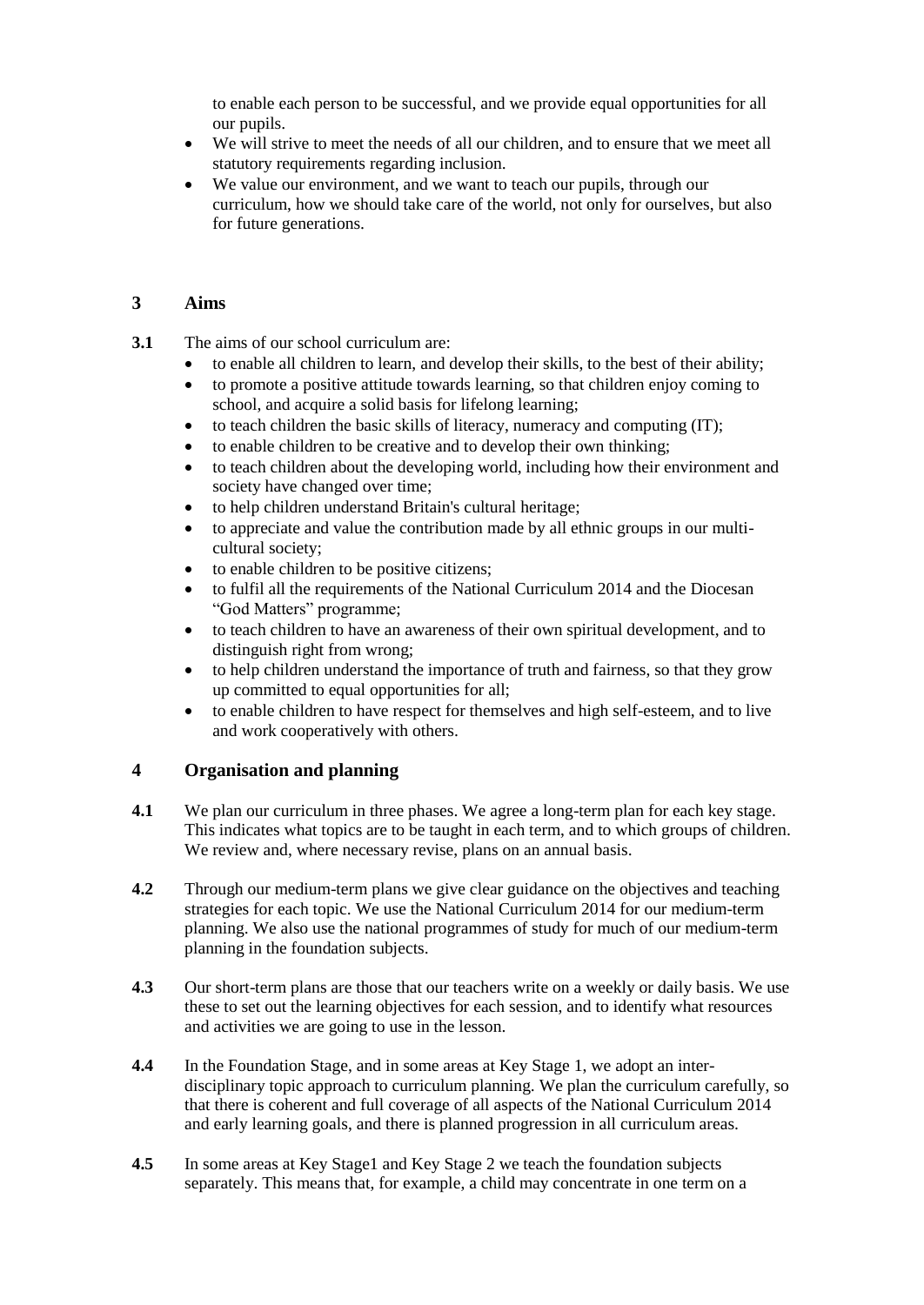to enable each person to be successful, and we provide equal opportunities for all our pupils.

- We will strive to meet the needs of all our children, and to ensure that we meet all statutory requirements regarding inclusion.
- We value our environment, and we want to teach our pupils, through our curriculum, how we should take care of the world, not only for ourselves, but also for future generations.

## 3 Aims

**3.1** The aims of our school curriculum are:

- to enable all children to learn, and develop their skills, to the best of their ability;
- to promote a positive attitude towards learning, so that children enjoy coming to school, and acquire a solid basis for lifelong learning;
- to teach children the basic skills of literacy, numeracy and computing (IT);
- to enable children to be creative and to develop their own thinking;
- to teach children about the developing world, including how their environment and society have changed over time;
- to help children understand Britain's cultural heritage;
- to appreciate and value the contribution made by all ethnic groups in our multi-cultural society;
- to enable children to be positive citizens;
- to fulfil all the requirements of the National Curriculum 2014 and the Diocesan "God Matters" programme;
- to teach children to have an awareness of their own spiritual development, and to distinguish right from wrong;
- to help children understand the importance of truth and fairness, so that they grow up committed to equal opportunities for all;
- to enable children to have respect for themselves and high self-esteem, and to live and work cooperatively with others.

## 4 Organisation and planning

**4.1** We plan our curriculum in three phases. We agree a long-term plan for each key stage. This indicates what topics are to be taught in each term, and to which groups of children. We review and, where necessary revise, plans on an annual basis.

**4.2** Through our medium-term plans we give clear guidance on the objectives and teaching strategies for each topic. We use the National Curriculum 2014 for our medium-term planning. We also use the national programmes of study for much of our medium-term planning in the foundation subjects.

**4.3** Our short-term plans are those that our teachers write on a weekly or daily basis. We use these to set out the learning objectives for each session, and to identify what resources and activities we are going to use in the lesson.

**4.4** In the Foundation Stage, and in some areas at Key Stage 1, we adopt an inter-disciplinary topic approach to curriculum planning. We plan the curriculum carefully, so that there is coherent and full coverage of all aspects of the National Curriculum 2014 and early learning goals, and there is planned progression in all curriculum areas.

**4.5** In some areas at Key Stage1 and Key Stage 2 we teach the foundation subjects separately. This means that, for example, a child may concentrate in one term on a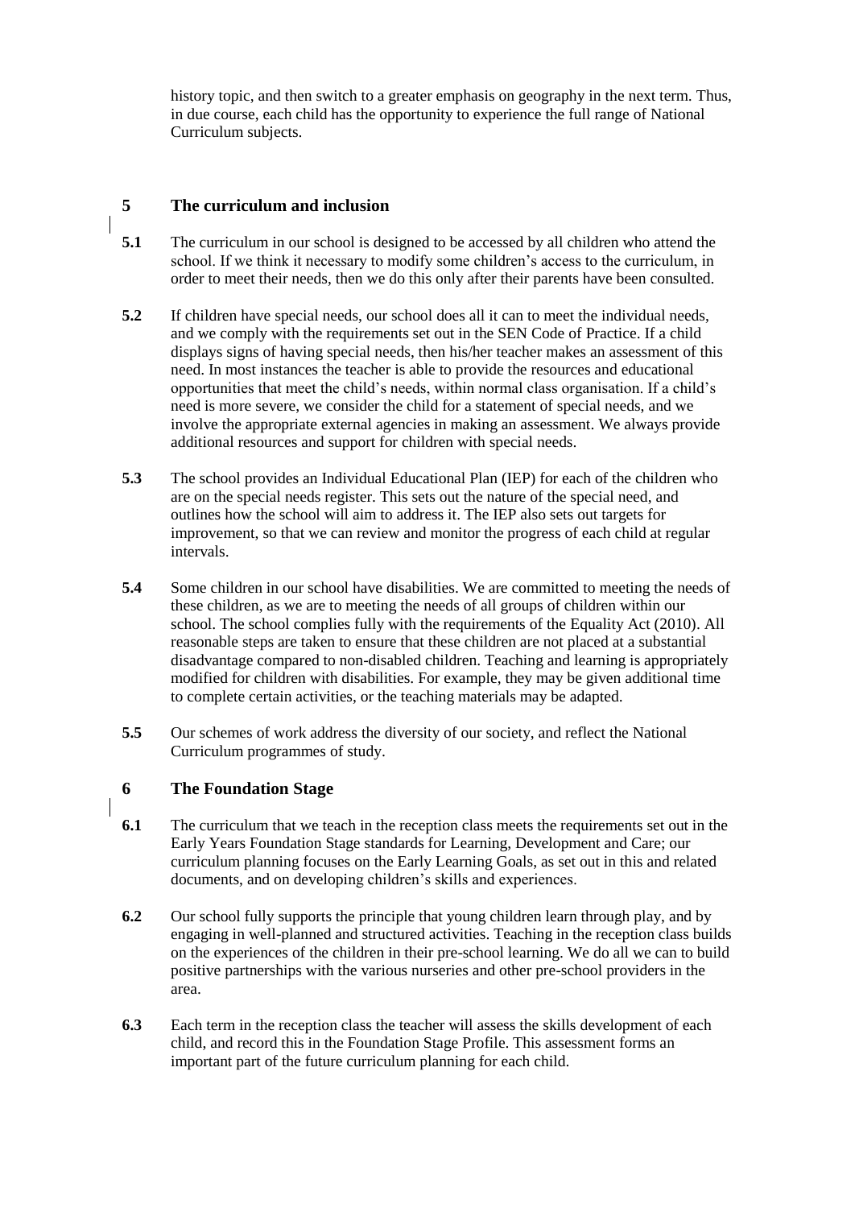history topic, and then switch to a greater emphasis on geography in the next term. Thus, in due course, each child has the opportunity to experience the full range of National Curriculum subjects.

## 5 The curriculum and inclusion

**5.1** The curriculum in our school is designed to be accessed by all children who attend the school. If we think it necessary to modify some children's access to the curriculum, in order to meet their needs, then we do this only after their parents have been consulted.

**5.2** If children have special needs, our school does all it can to meet the individual needs, and we comply with the requirements set out in the SEN Code of Practice. If a child displays signs of having special needs, then his/her teacher makes an assessment of this need. In most instances the teacher is able to provide the resources and educational opportunities that meet the child's needs, within normal class organisation. If a child's need is more severe, we consider the child for a statement of special needs, and we involve the appropriate external agencies in making an assessment. We always provide additional resources and support for children with special needs.

**5.3** The school provides an Individual Educational Plan (IEP) for each of the children who are on the special needs register. This sets out the nature of the special need, and outlines how the school will aim to address it. The IEP also sets out targets for improvement, so that we can review and monitor the progress of each child at regular intervals.

**5.4** Some children in our school have disabilities. We are committed to meeting the needs of these children, as we are to meeting the needs of all groups of children within our school. The school complies fully with the requirements of the Equality Act (2010). All reasonable steps are taken to ensure that these children are not placed at a substantial disadvantage compared to non-disabled children. Teaching and learning is appropriately modified for children with disabilities. For example, they may be given additional time to complete certain activities, or the teaching materials may be adapted.

**5.5** Our schemes of work address the diversity of our society, and reflect the National Curriculum programmes of study.

## 6 The Foundation Stage

**6.1** The curriculum that we teach in the reception class meets the requirements set out in the Early Years Foundation Stage standards for Learning, Development and Care; our curriculum planning focuses on the Early Learning Goals, as set out in this and related documents, and on developing children's skills and experiences.

**6.2** Our school fully supports the principle that young children learn through play, and by engaging in well-planned and structured activities. Teaching in the reception class builds on the experiences of the children in their pre-school learning. We do all we can to build positive partnerships with the various nurseries and other pre-school providers in the area.

**6.3** Each term in the reception class the teacher will assess the skills development of each child, and record this in the Foundation Stage Profile. This assessment forms an important part of the future curriculum planning for each child.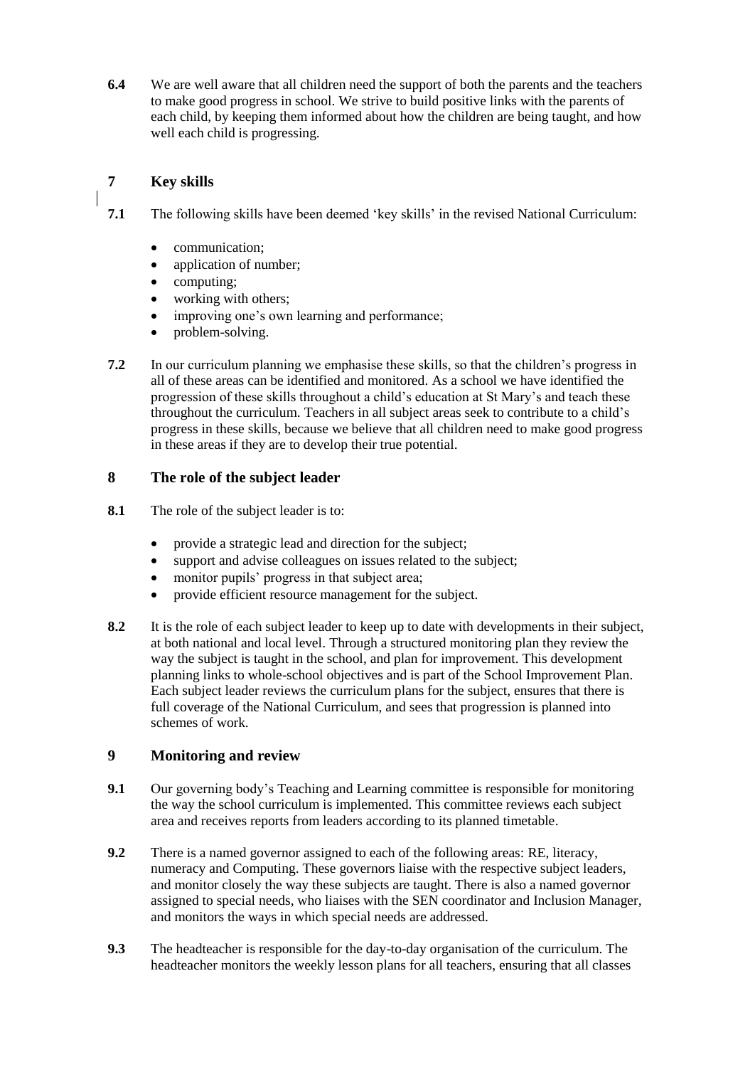**6.4** We are well aware that all children need the support of both the parents and the teachers to make good progress in school. We strive to build positive links with the parents of each child, by keeping them informed about how the children are being taught, and how well each child is progressing.

## 7 Key skills

**7.1** The following skills have been deemed 'key skills' in the revised National Curriculum:

- communication;
- application of number;
- computing;
- working with others;
- improving one's own learning and performance;
- problem-solving.

**7.2** In our curriculum planning we emphasise these skills, so that the children's progress in all of these areas can be identified and monitored. As a school we have identified the progression of these skills throughout a child's education at St Mary's and teach these throughout the curriculum. Teachers in all subject areas seek to contribute to a child's progress in these skills, because we believe that all children need to make good progress in these areas if they are to develop their true potential.

## 8 The role of the subject leader

**8.1** The role of the subject leader is to:

- provide a strategic lead and direction for the subject;
- support and advise colleagues on issues related to the subject;
- monitor pupils' progress in that subject area;
- provide efficient resource management for the subject.

**8.2** It is the role of each subject leader to keep up to date with developments in their subject, at both national and local level. Through a structured monitoring plan they review the way the subject is taught in the school, and plan for improvement. This development planning links to whole-school objectives and is part of the School Improvement Plan. Each subject leader reviews the curriculum plans for the subject, ensures that there is full coverage of the National Curriculum, and sees that progression is planned into schemes of work.

## 9 Monitoring and review

**9.1** Our governing body's Teaching and Learning committee is responsible for monitoring the way the school curriculum is implemented. This committee reviews each subject area and receives reports from leaders according to its planned timetable.

**9.2** There is a named governor assigned to each of the following areas: RE, literacy, numeracy and Computing. These governors liaise with the respective subject leaders, and monitor closely the way these subjects are taught. There is also a named governor assigned to special needs, who liaises with the SEN coordinator and Inclusion Manager, and monitors the ways in which special needs are addressed.

**9.3** The headteacher is responsible for the day-to-day organisation of the curriculum. The headteacher monitors the weekly lesson plans for all teachers, ensuring that all classes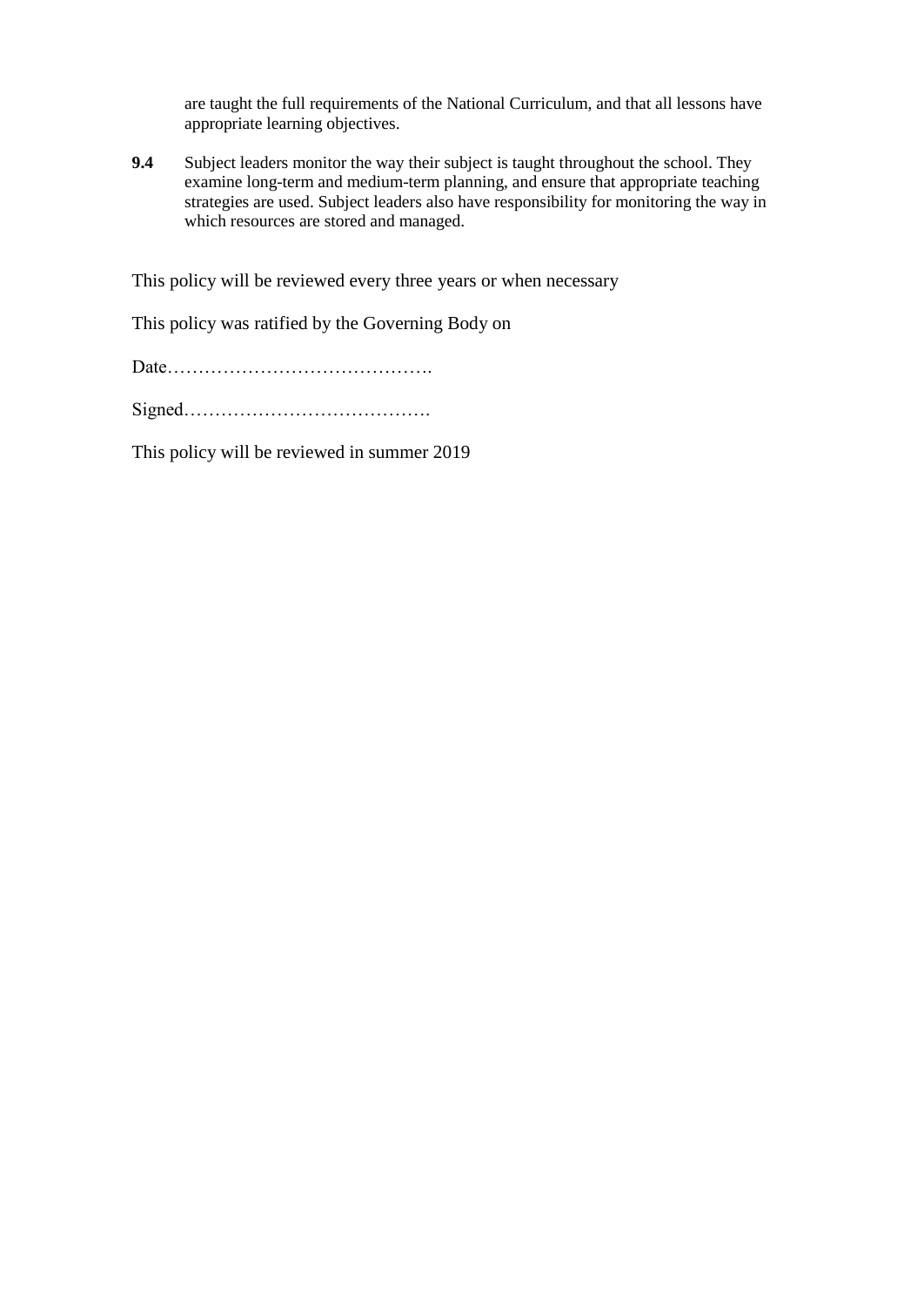are taught the full requirements of the National Curriculum, and that all lessons have appropriate learning objectives.

**9.4** Subject leaders monitor the way their subject is taught throughout the school. They examine long-term and medium-term planning, and ensure that appropriate teaching strategies are used. Subject leaders also have responsibility for monitoring the way in which resources are stored and managed.

This policy will be reviewed every three years or when necessary

This policy was ratified by the Governing Body on

Date…………………………………….

Signed………………………………….

This policy will be reviewed in summer 2019